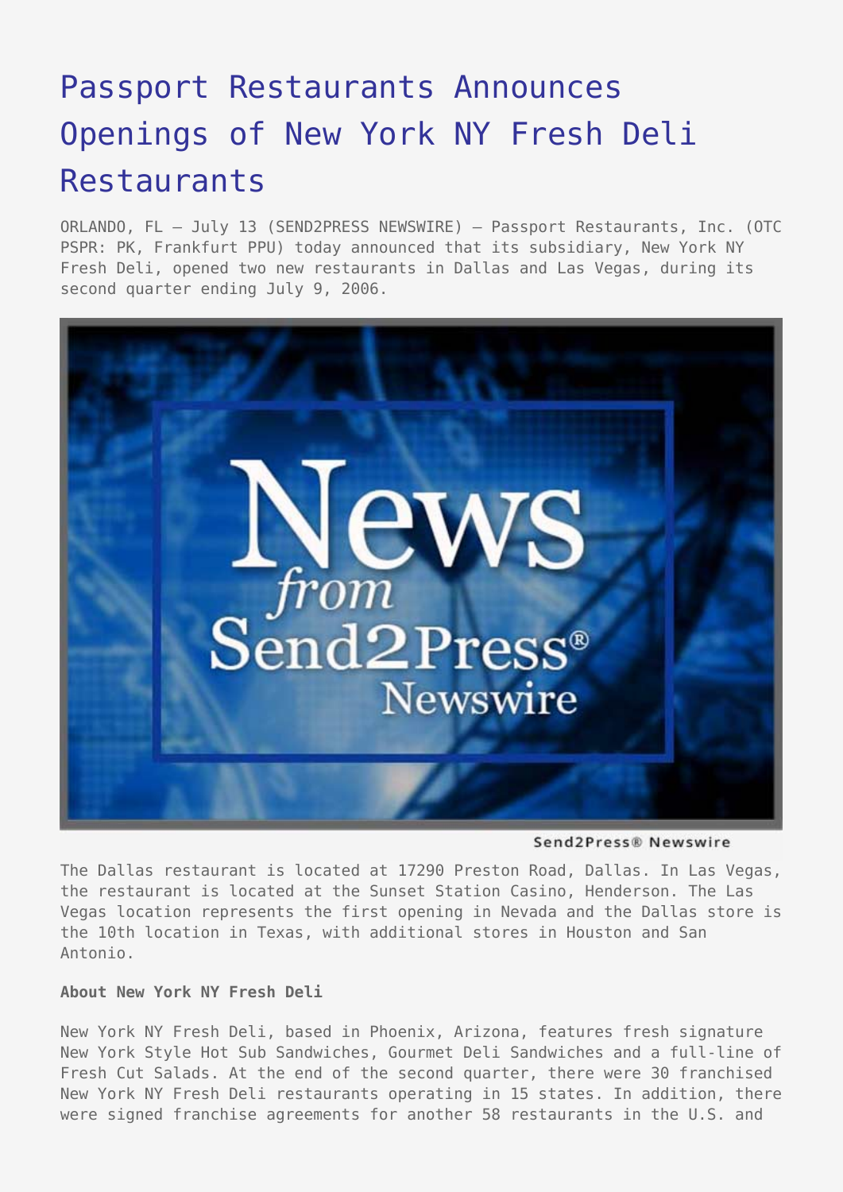# Passport Restaurants Announces Openings of New York NY Fresh Deli Restaurants

ORLANDO, FL – July 13 (SEND2PRESS NEWSWIRE) — Passport Restaurants, Inc. (OTC PSPR: PK, Frankfurt PPU) today announced that its subsidiary, New York NY Fresh Deli, opened two new restaurants in Dallas and Las Vegas, during its second quarter ending July 9, 2006.

Send2Press® Newswire

The Dallas restaurant is located at 17290 Preston Road, Dallas. In Las Vegas, the restaurant is located at the Sunset Station Casino, Henderson. The Las Vegas location represents the first opening in Nevada and the Dallas store is the 10th location in Texas, with additional stores in Houston and San Antonio.

**About New York NY Fresh Deli**

New York NY Fresh Deli, based in Phoenix, Arizona, features fresh signature New York Style Hot Sub Sandwiches, Gourmet Deli Sandwiches and a full-line of Fresh Cut Salads. At the end of the second quarter, there were 30 franchised New York NY Fresh Deli restaurants operating in 15 states. In addition, there were signed franchise agreements for another 58 restaurants in the U.S. and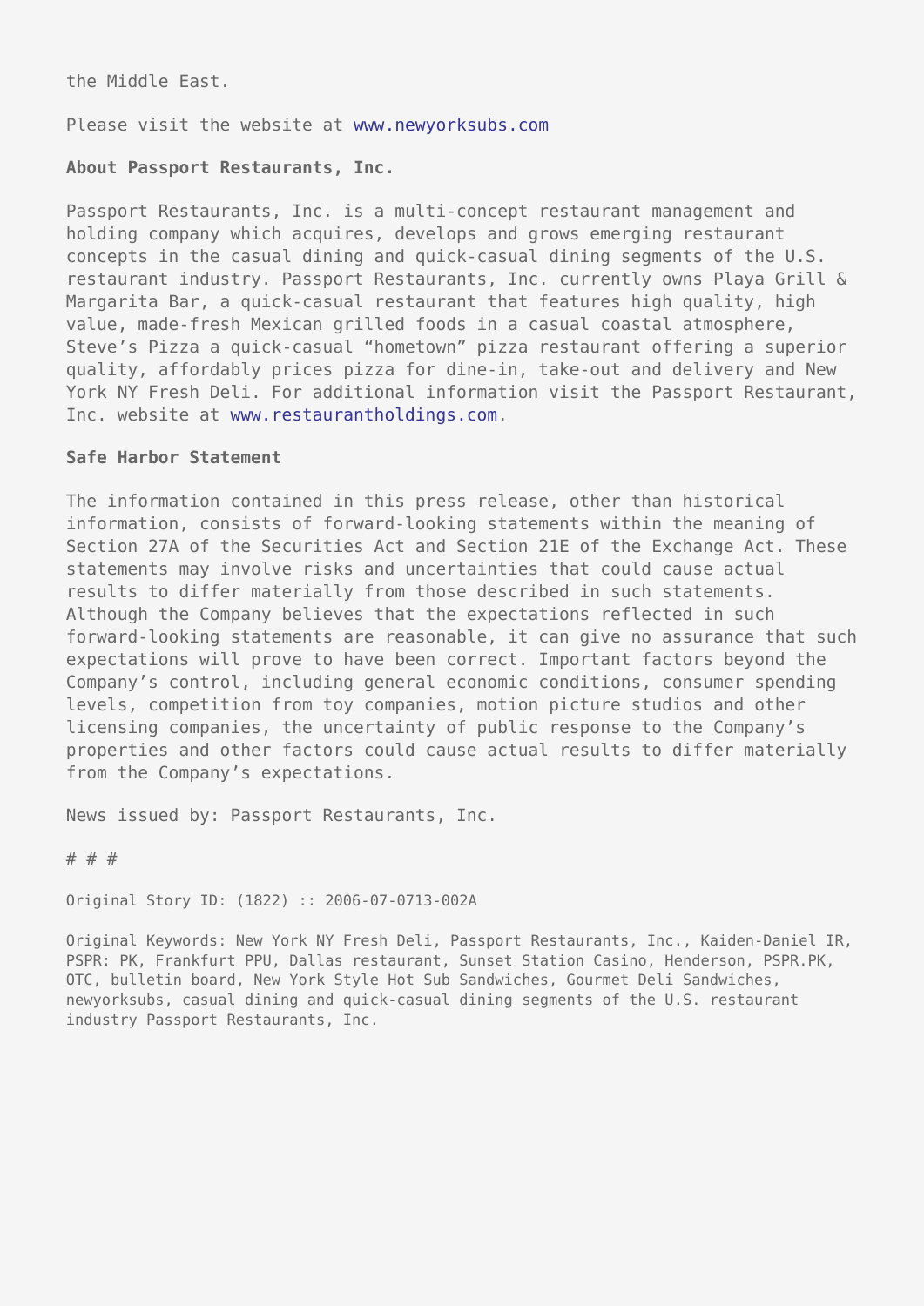the Middle East.

Please visit the website at www.newyorksubs.com

**About Passport Restaurants, Inc.**

Passport Restaurants, Inc. is a multi-concept restaurant management and holding company which acquires, develops and grows emerging restaurant concepts in the casual dining and quick-casual dining segments of the U.S. restaurant industry. Passport Restaurants, Inc. currently owns Playa Grill & Margarita Bar, a quick-casual restaurant that features high quality, high value, made-fresh Mexican grilled foods in a casual coastal atmosphere, Steve's Pizza a quick-casual "hometown" pizza restaurant offering a superior quality, affordably prices pizza for dine-in, take-out and delivery and New York NY Fresh Deli. For additional information visit the Passport Restaurant, Inc. website at www.restaurantholdings.com.

**Safe Harbor Statement**

The information contained in this press release, other than historical information, consists of forward-looking statements within the meaning of Section 27A of the Securities Act and Section 21E of the Exchange Act. These statements may involve risks and uncertainties that could cause actual results to differ materially from those described in such statements. Although the Company believes that the expectations reflected in such forward-looking statements are reasonable, it can give no assurance that such expectations will prove to have been correct. Important factors beyond the Company's control, including general economic conditions, consumer spending levels, competition from toy companies, motion picture studios and other licensing companies, the uncertainty of public response to the Company's properties and other factors could cause actual results to differ materially from the Company's expectations.

News issued by: Passport Restaurants, Inc.

# # #

Original Story ID: (1822) :: 2006-07-0713-002A

Original Keywords: New York NY Fresh Deli, Passport Restaurants, Inc., Kaiden-Daniel IR, PSPR: PK, Frankfurt PPU, Dallas restaurant, Sunset Station Casino, Henderson, PSPR.PK, OTC, bulletin board, New York Style Hot Sub Sandwiches, Gourmet Deli Sandwiches, newyorksubs, casual dining and quick-casual dining segments of the U.S. restaurant industry Passport Restaurants, Inc.